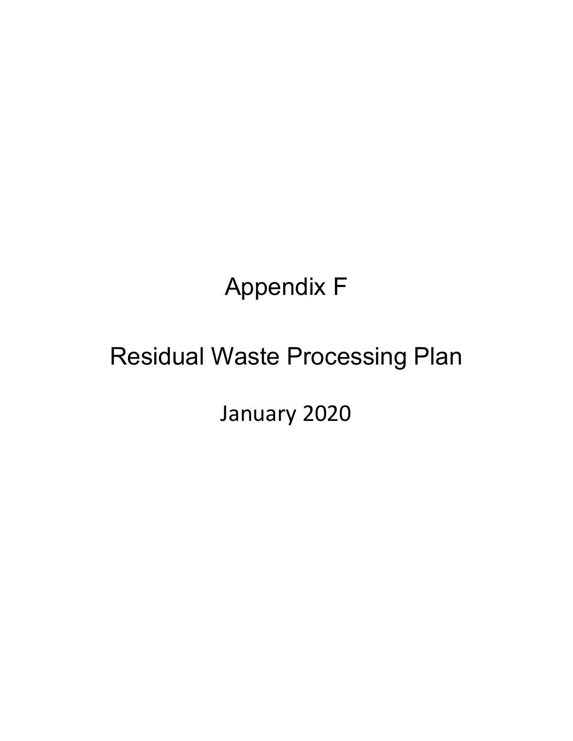# Appendix F

# Residual Waste Processing Plan

January 2020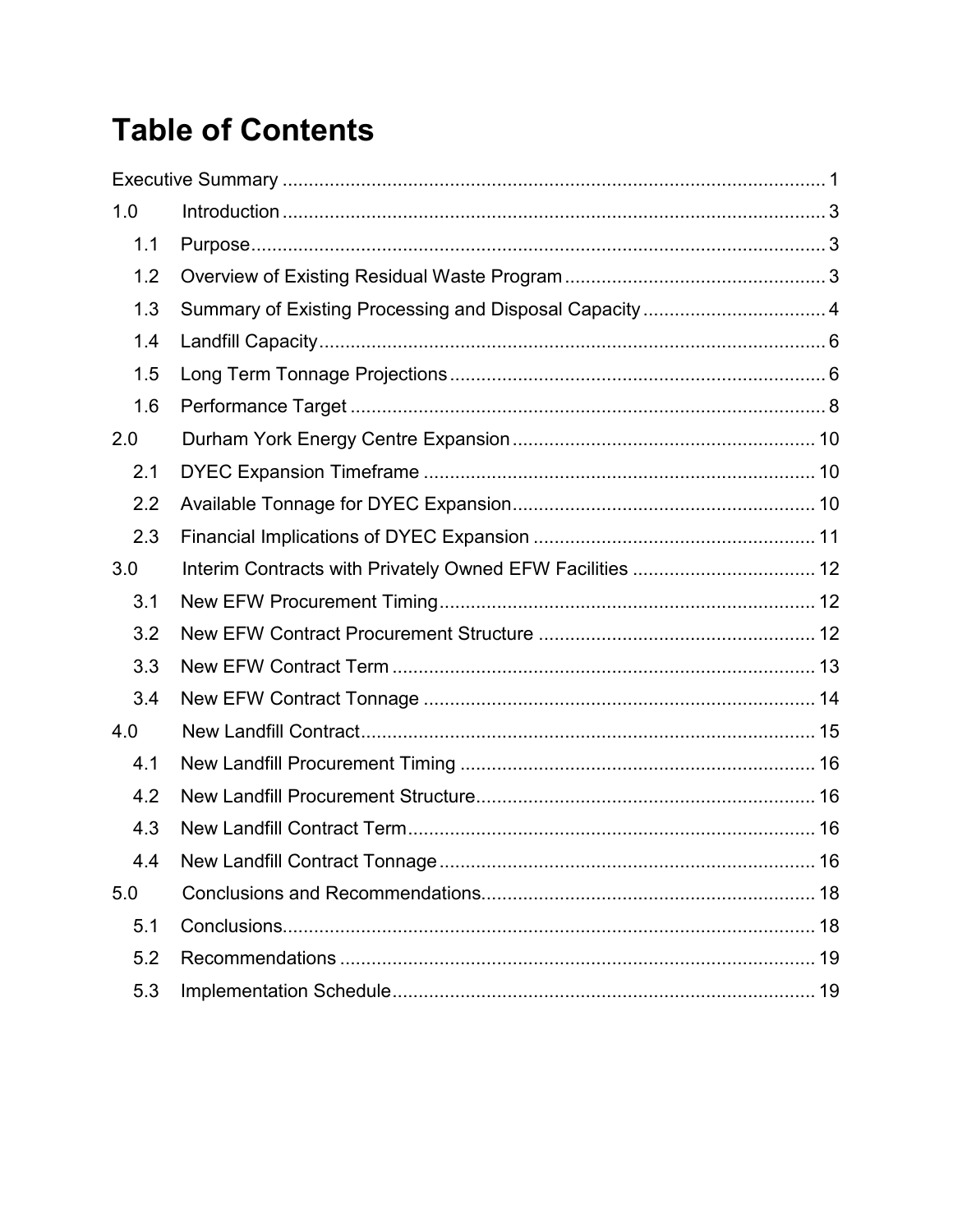# Table of Contents

Executive Summary ........................................................................................................ 1

1.0 Introduction ........................................................................................................ 3

- 1.1 Purpose ........................................................................................................ 3
- 1.2 Overview of Existing Residual Waste Program ........................................................ 3
- 1.3 Summary of Existing Processing and Disposal Capacity ........................................ 4
- 1.4 Landfill Capacity ................................................................................................ 6
- 1.5 Long Term Tonnage Projections ............................................................................ 6
- 1.6 Performance Target ............................................................................................ 8

2.0 Durham York Energy Centre Expansion .......................................................... 10

- 2.1 DYEC Expansion Timeframe ............................................................................ 10
- 2.2 Available Tonnage for DYEC Expansion .............................................................. 10
- 2.3 Financial Implications of DYEC Expansion ........................................................ 11

3.0 Interim Contracts with Privately Owned EFW Facilities .................................... 12

- 3.1 New EFW Procurement Timing ........................................................................ 12
- 3.2 New EFW Contract Procurement Structure ........................................................ 12
- 3.3 New EFW Contract Term ................................................................................ 13
- 3.4 New EFW Contract Tonnage ............................................................................ 14

4.0 New Landfill Contract ........................................................................................ 15

- 4.1 New Landfill Procurement Timing .................................................................... 16
- 4.2 New Landfill Procurement Structure ................................................................ 16
- 4.3 New Landfill Contract Term ............................................................................ 16
- 4.4 New Landfill Contract Tonnage ........................................................................ 16

5.0 Conclusions and Recommendations ................................................................ 18

- 5.1 Conclusions ...................................................................................................... 18
- 5.2 Recommendations ............................................................................................ 19
- 5.3 Implementation Schedule ................................................................................ 19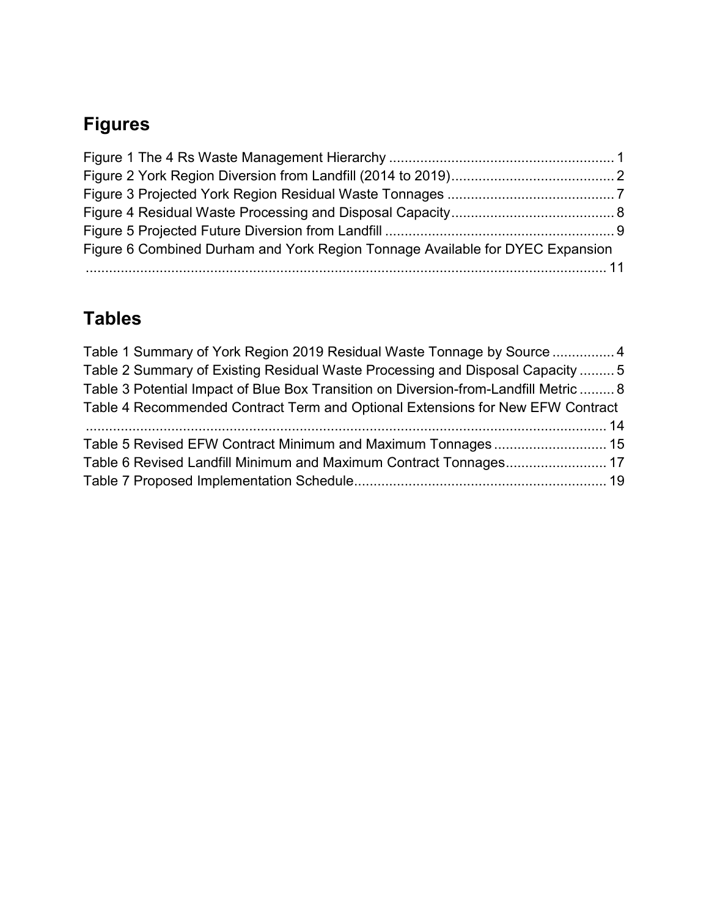## Figures

Figure 1 The 4 Rs Waste Management Hierarchy .......................................................... 1
Figure 2 York Region Diversion from Landfill (2014 to 2019).......................................... 2
Figure 3 Projected York Region Residual Waste Tonnages ........................................... 7
Figure 4 Residual Waste Processing and Disposal Capacity.......................................... 8
Figure 5 Projected Future Diversion from Landfill ........................................................... 9
Figure 6 Combined Durham and York Region Tonnage Available for DYEC Expansion ........................................................................................................................ 11

## Tables

Table 1 Summary of York Region 2019 Residual Waste Tonnage by Source ................ 4
Table 2 Summary of Existing Residual Waste Processing and Disposal Capacity ......... 5
Table 3 Potential Impact of Blue Box Transition on Diversion-from-Landfill Metric ......... 8
Table 4 Recommended Contract Term and Optional Extensions for New EFW Contract ........................................................................................................................ 14
Table 5 Revised EFW Contract Minimum and Maximum Tonnages ............................. 15
Table 6 Revised Landfill Minimum and Maximum Contract Tonnages.......................... 17
Table 7 Proposed Implementation Schedule................................................................. 19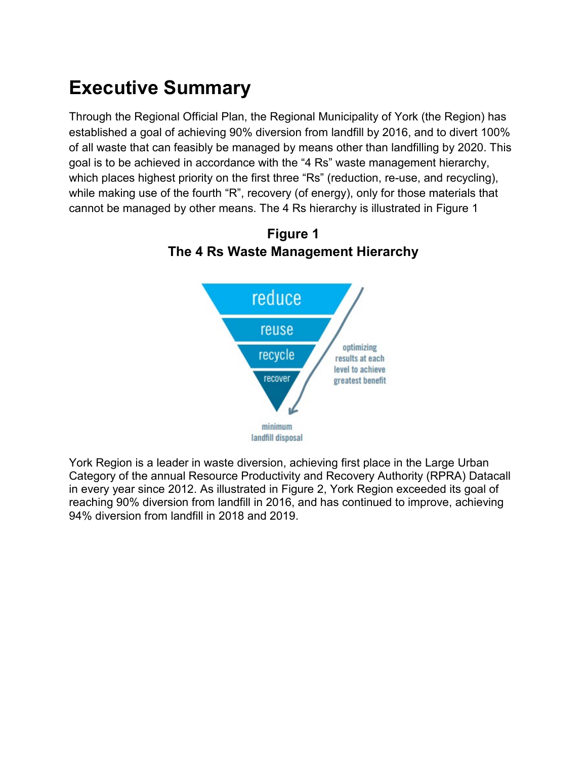# Executive Summary

Through the Regional Official Plan, the Regional Municipality of York (the Region) has established a goal of achieving 90% diversion from landfill by 2016, and to divert 100% of all waste that can feasibly be managed by means other than landfilling by 2020. This goal is to be achieved in accordance with the "4 Rs" waste management hierarchy, which places highest priority on the first three "Rs" (reduction, re-use, and recycling), while making use of the fourth "R", recovery (of energy), only for those materials that cannot be managed by other means. The 4 Rs hierarchy is illustrated in Figure 1

**Figure 1**
**The 4 Rs Waste Management Hierarchy**

reduce
reuse
recycle
recover

optimizing results at each level to achieve greatest benefit

minimum landfill disposal

York Region is a leader in waste diversion, achieving first place in the Large Urban Category of the annual Resource Productivity and Recovery Authority (RPRA) Datacall in every year since 2012. As illustrated in Figure 2, York Region exceeded its goal of reaching 90% diversion from landfill in 2016, and has continued to improve, achieving 94% diversion from landfill in 2018 and 2019.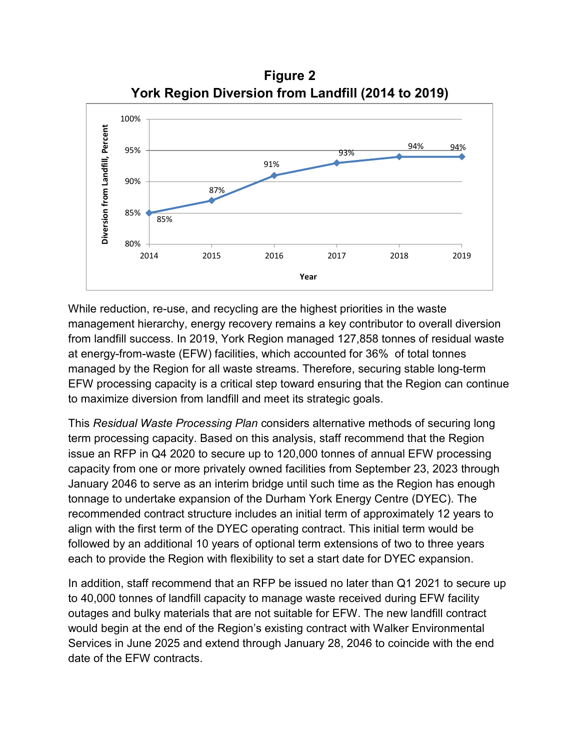**Figure 2**
**York Region Diversion from Landfill (2014 to 2019)**

| Year | Diversion from Landfill, Percent |
|---|---|
| 2014 | 85% |
| 2015 | 87% |
| 2016 | 91% |
| 2017 | 93% |
| 2018 | 94% |
| 2019 | 94% |

While reduction, re-use, and recycling are the highest priorities in the waste management hierarchy, energy recovery remains a key contributor to overall diversion from landfill success. In 2019, York Region managed 127,858 tonnes of residual waste at energy-from-waste (EFW) facilities, which accounted for 36% of total tonnes managed by the Region for all waste streams. Therefore, securing stable long-term EFW processing capacity is a critical step toward ensuring that the Region can continue to maximize diversion from landfill and meet its strategic goals.

This *Residual Waste Processing Plan* considers alternative methods of securing long term processing capacity. Based on this analysis, staff recommend that the Region issue an RFP in Q4 2020 to secure up to 120,000 tonnes of annual EFW processing capacity from one or more privately owned facilities from September 23, 2023 through January 2046 to serve as an interim bridge until such time as the Region has enough tonnage to undertake expansion of the Durham York Energy Centre (DYEC). The recommended contract structure includes an initial term of approximately 12 years to align with the first term of the DYEC operating contract. This initial term would be followed by an additional 10 years of optional term extensions of two to three years each to provide the Region with flexibility to set a start date for DYEC expansion.

In addition, staff recommend that an RFP be issued no later than Q1 2021 to secure up to 40,000 tonnes of landfill capacity to manage waste received during EFW facility outages and bulky materials that are not suitable for EFW. The new landfill contract would begin at the end of the Region's existing contract with Walker Environmental Services in June 2025 and extend through January 28, 2046 to coincide with the end date of the EFW contracts.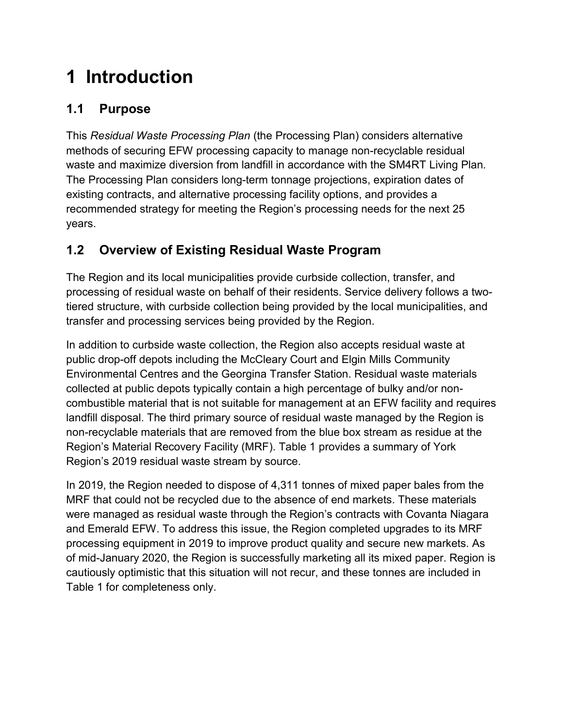# 1 Introduction

## 1.1 Purpose

This *Residual Waste Processing Plan* (the Processing Plan) considers alternative methods of securing EFW processing capacity to manage non-recyclable residual waste and maximize diversion from landfill in accordance with the SM4RT Living Plan. The Processing Plan considers long-term tonnage projections, expiration dates of existing contracts, and alternative processing facility options, and provides a recommended strategy for meeting the Region's processing needs for the next 25 years.

## 1.2 Overview of Existing Residual Waste Program

The Region and its local municipalities provide curbside collection, transfer, and processing of residual waste on behalf of their residents. Service delivery follows a two-tiered structure, with curbside collection being provided by the local municipalities, and transfer and processing services being provided by the Region.

In addition to curbside waste collection, the Region also accepts residual waste at public drop-off depots including the McCleary Court and Elgin Mills Community Environmental Centres and the Georgina Transfer Station. Residual waste materials collected at public depots typically contain a high percentage of bulky and/or non-combustible material that is not suitable for management at an EFW facility and requires landfill disposal. The third primary source of residual waste managed by the Region is non-recyclable materials that are removed from the blue box stream as residue at the Region's Material Recovery Facility (MRF). Table 1 provides a summary of York Region's 2019 residual waste stream by source.

In 2019, the Region needed to dispose of 4,311 tonnes of mixed paper bales from the MRF that could not be recycled due to the absence of end markets. These materials were managed as residual waste through the Region's contracts with Covanta Niagara and Emerald EFW. To address this issue, the Region completed upgrades to its MRF processing equipment in 2019 to improve product quality and secure new markets. As of mid-January 2020, the Region is successfully marketing all its mixed paper. Region is cautiously optimistic that this situation will not recur, and these tonnes are included in Table 1 for completeness only.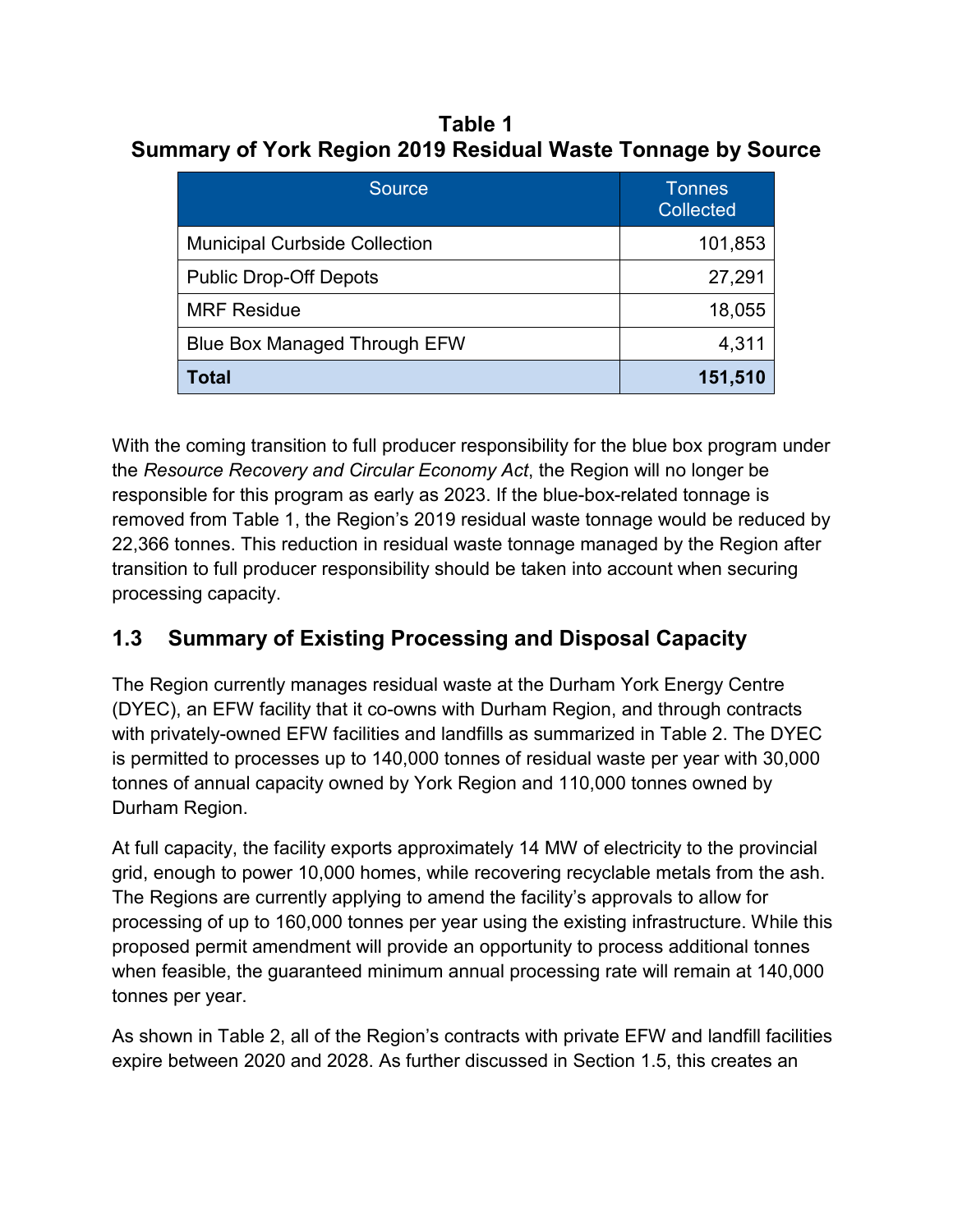**Table 1**
**Summary of York Region 2019 Residual Waste Tonnage by Source**

| Source | Tonnes Collected |
|---|---|
| Municipal Curbside Collection | 101,853 |
| Public Drop-Off Depots | 27,291 |
| MRF Residue | 18,055 |
| Blue Box Managed Through EFW | 4,311 |
| **Total** | **151,510** |

With the coming transition to full producer responsibility for the blue box program under the *Resource Recovery and Circular Economy Act*, the Region will no longer be responsible for this program as early as 2023. If the blue-box-related tonnage is removed from Table 1, the Region's 2019 residual waste tonnage would be reduced by 22,366 tonnes. This reduction in residual waste tonnage managed by the Region after transition to full producer responsibility should be taken into account when securing processing capacity.

## 1.3 Summary of Existing Processing and Disposal Capacity

The Region currently manages residual waste at the Durham York Energy Centre (DYEC), an EFW facility that it co-owns with Durham Region, and through contracts with privately-owned EFW facilities and landfills as summarized in Table 2. The DYEC is permitted to processes up to 140,000 tonnes of residual waste per year with 30,000 tonnes of annual capacity owned by York Region and 110,000 tonnes owned by Durham Region.

At full capacity, the facility exports approximately 14 MW of electricity to the provincial grid, enough to power 10,000 homes, while recovering recyclable metals from the ash. The Regions are currently applying to amend the facility's approvals to allow for processing of up to 160,000 tonnes per year using the existing infrastructure. While this proposed permit amendment will provide an opportunity to process additional tonnes when feasible, the guaranteed minimum annual processing rate will remain at 140,000 tonnes per year.

As shown in Table 2, all of the Region's contracts with private EFW and landfill facilities expire between 2020 and 2028. As further discussed in Section 1.5, this creates an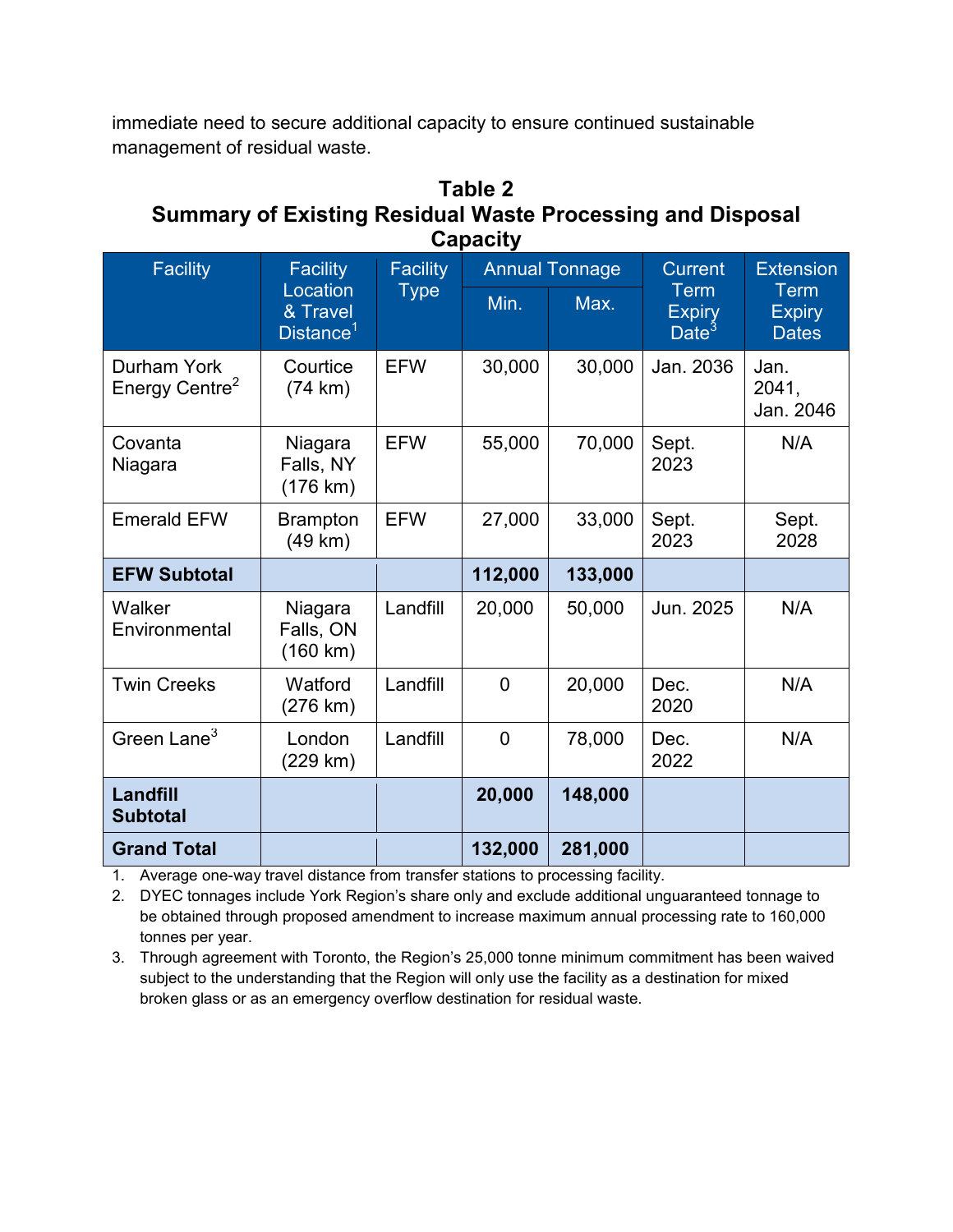immediate need to secure additional capacity to ensure continued sustainable management of residual waste.

**Table 2**
**Summary of Existing Residual Waste Processing and Disposal Capacity**

| Facility | Facility Location & Travel Distance[1] | Facility Type | Annual Tonnage | | Current Term Expiry Date[3] | Extension Term Expiry Dates |
|---|---|---|---|---|---|---|
| | | | Min. | Max. | | |
| Durham York Energy Centre[2] | Courtice (74 km) | EFW | 30,000 | 30,000 | Jan. 2036 | Jan. 2041, Jan. 2046 |
| Covanta Niagara | Niagara Falls, NY (176 km) | EFW | 55,000 | 70,000 | Sept. 2023 | N/A |
| Emerald EFW | Brampton (49 km) | EFW | 27,000 | 33,000 | Sept. 2023 | Sept. 2028 |
| **EFW Subtotal** | | | **112,000** | **133,000** | | |
| Walker Environmental | Niagara Falls, ON (160 km) | Landfill | 20,000 | 50,000 | Jun. 2025 | N/A |
| Twin Creeks | Watford (276 km) | Landfill | 0 | 20,000 | Dec. 2020 | N/A |
| Green Lane[3] | London (229 km) | Landfill | 0 | 78,000 | Dec. 2022 | N/A |
| **Landfill Subtotal** | | | **20,000** | **148,000** | | |
| **Grand Total** | | | **132,000** | **281,000** | | |

1. Average one-way travel distance from transfer stations to processing facility.
2. DYEC tonnages include York Region's share only and exclude additional unguaranteed tonnage to be obtained through proposed amendment to increase maximum annual processing rate to 160,000 tonnes per year.
3. Through agreement with Toronto, the Region's 25,000 tonne minimum commitment has been waived subject to the understanding that the Region will only use the facility as a destination for mixed broken glass or as an emergency overflow destination for residual waste.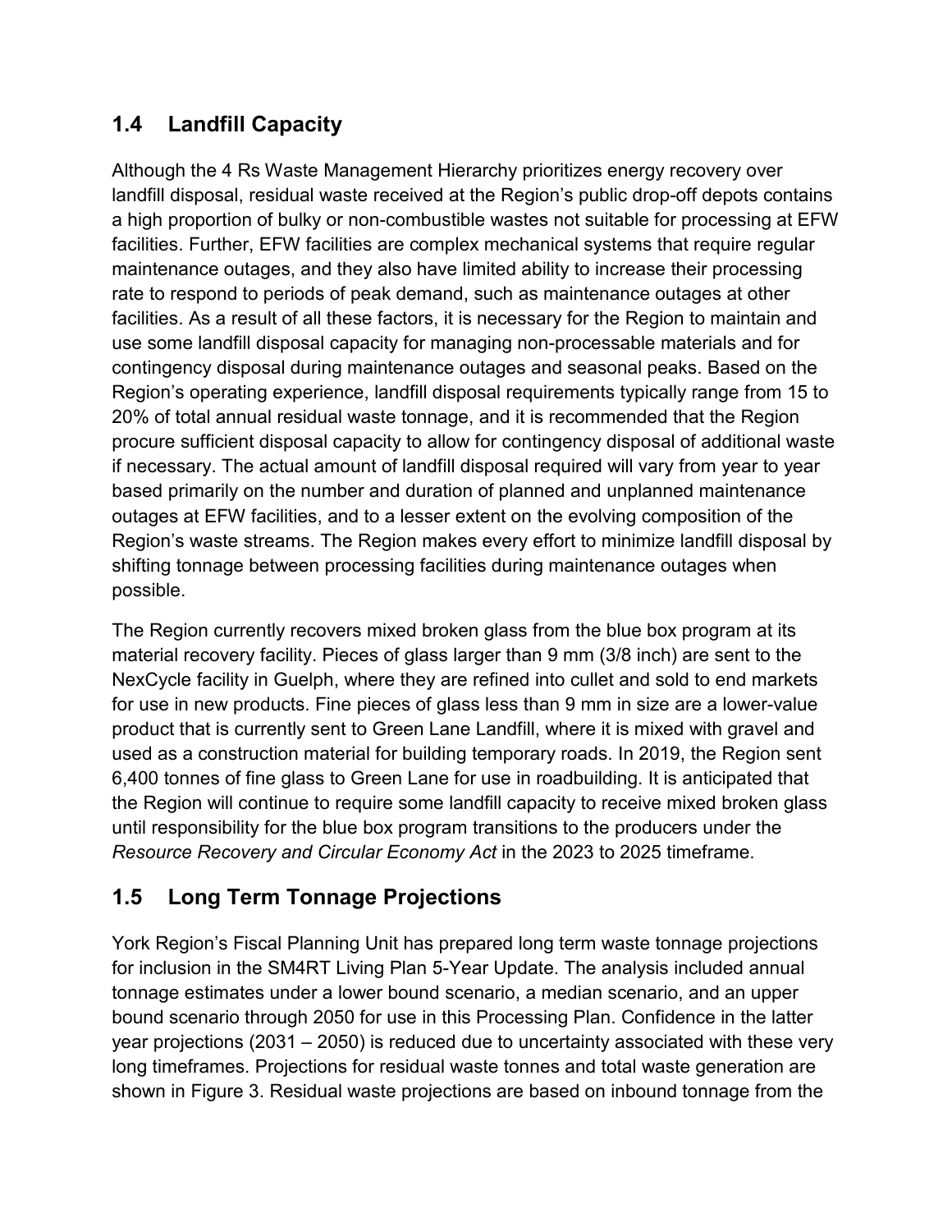## 1.4 Landfill Capacity

Although the 4 Rs Waste Management Hierarchy prioritizes energy recovery over landfill disposal, residual waste received at the Region's public drop-off depots contains a high proportion of bulky or non-combustible wastes not suitable for processing at EFW facilities. Further, EFW facilities are complex mechanical systems that require regular maintenance outages, and they also have limited ability to increase their processing rate to respond to periods of peak demand, such as maintenance outages at other facilities. As a result of all these factors, it is necessary for the Region to maintain and use some landfill disposal capacity for managing non-processable materials and for contingency disposal during maintenance outages and seasonal peaks. Based on the Region's operating experience, landfill disposal requirements typically range from 15 to 20% of total annual residual waste tonnage, and it is recommended that the Region procure sufficient disposal capacity to allow for contingency disposal of additional waste if necessary. The actual amount of landfill disposal required will vary from year to year based primarily on the number and duration of planned and unplanned maintenance outages at EFW facilities, and to a lesser extent on the evolving composition of the Region's waste streams. The Region makes every effort to minimize landfill disposal by shifting tonnage between processing facilities during maintenance outages when possible.

The Region currently recovers mixed broken glass from the blue box program at its material recovery facility. Pieces of glass larger than 9 mm (3/8 inch) are sent to the NexCycle facility in Guelph, where they are refined into cullet and sold to end markets for use in new products. Fine pieces of glass less than 9 mm in size are a lower-value product that is currently sent to Green Lane Landfill, where it is mixed with gravel and used as a construction material for building temporary roads. In 2019, the Region sent 6,400 tonnes of fine glass to Green Lane for use in roadbuilding. It is anticipated that the Region will continue to require some landfill capacity to receive mixed broken glass until responsibility for the blue box program transitions to the producers under the *Resource Recovery and Circular Economy Act* in the 2023 to 2025 timeframe.

## 1.5 Long Term Tonnage Projections

York Region's Fiscal Planning Unit has prepared long term waste tonnage projections for inclusion in the SM4RT Living Plan 5-Year Update. The analysis included annual tonnage estimates under a lower bound scenario, a median scenario, and an upper bound scenario through 2050 for use in this Processing Plan. Confidence in the latter year projections (2031 – 2050) is reduced due to uncertainty associated with these very long timeframes. Projections for residual waste tonnes and total waste generation are shown in Figure 3. Residual waste projections are based on inbound tonnage from the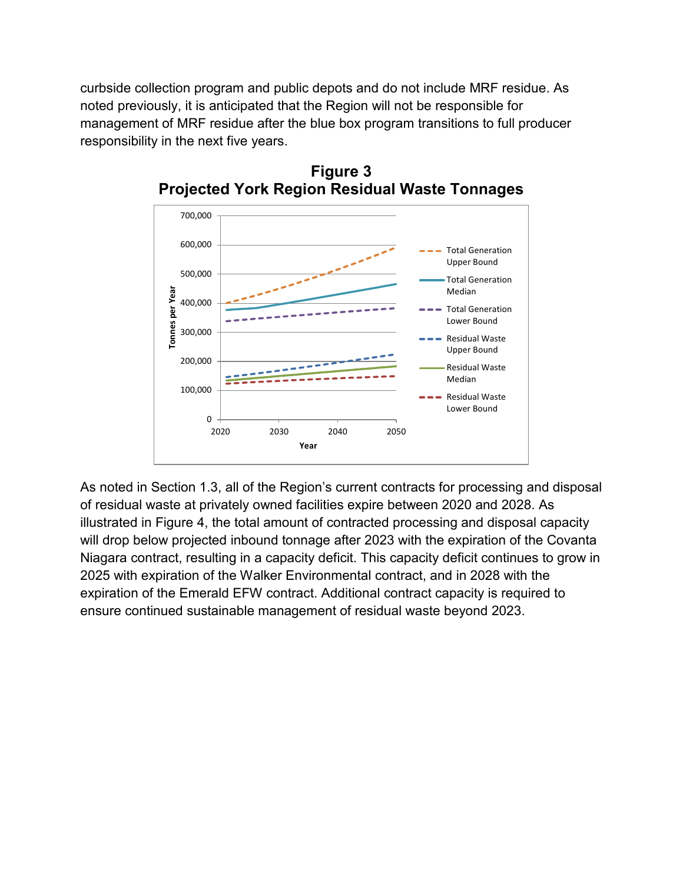curbside collection program and public depots and do not include MRF residue. As noted previously, it is anticipated that the Region will not be responsible for management of MRF residue after the blue box program transitions to full producer responsibility in the next five years.

**Figure 3**
**Projected York Region Residual Waste Tonnages**

As noted in Section 1.3, all of the Region's current contracts for processing and disposal of residual waste at privately owned facilities expire between 2020 and 2028. As illustrated in Figure 4, the total amount of contracted processing and disposal capacity will drop below projected inbound tonnage after 2023 with the expiration of the Covanta Niagara contract, resulting in a capacity deficit. This capacity deficit continues to grow in 2025 with expiration of the Walker Environmental contract, and in 2028 with the expiration of the Emerald EFW contract. Additional contract capacity is required to ensure continued sustainable management of residual waste beyond 2023.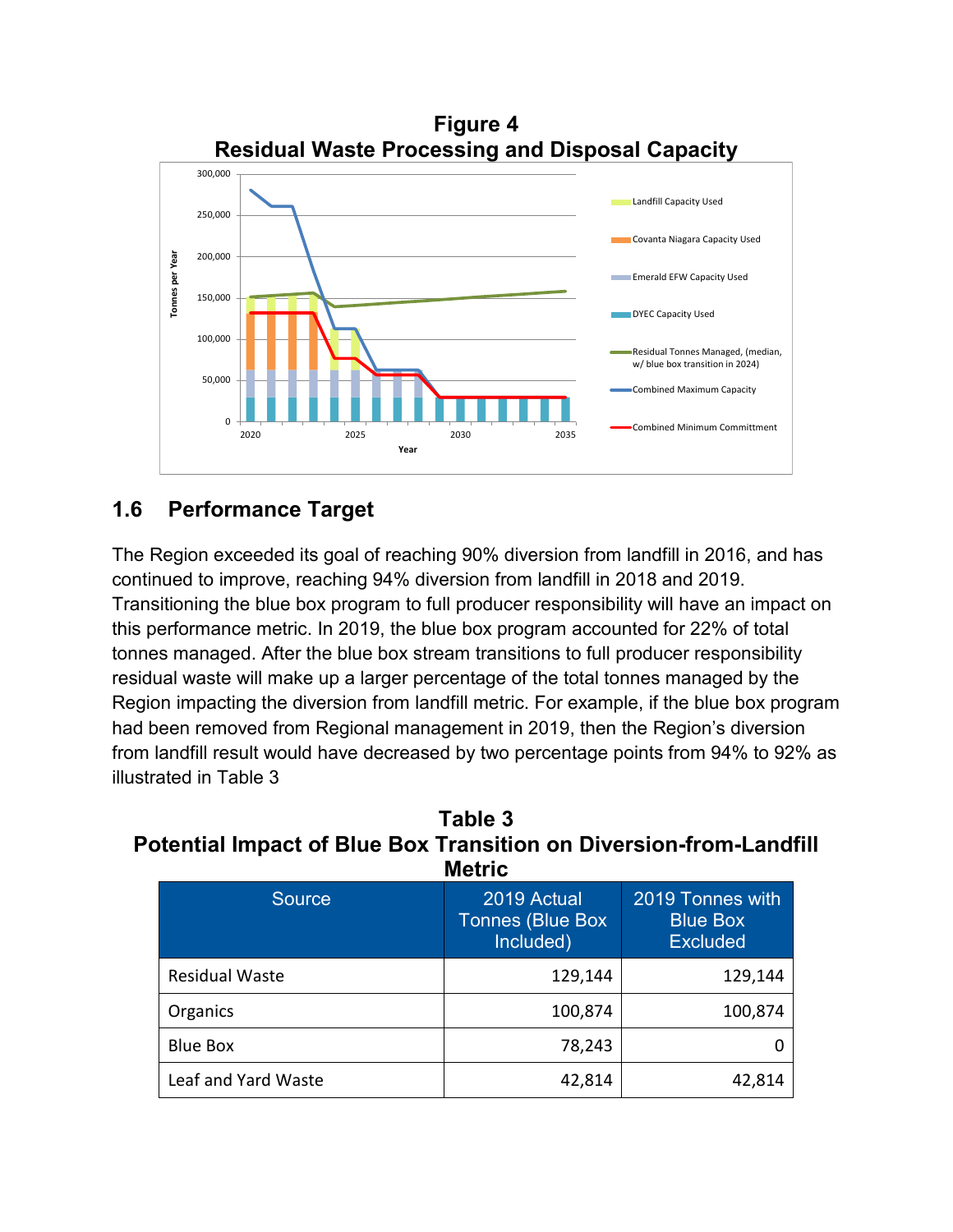**Figure 4**
**Residual Waste Processing and Disposal Capacity**

## 1.6 Performance Target

The Region exceeded its goal of reaching 90% diversion from landfill in 2016, and has continued to improve, reaching 94% diversion from landfill in 2018 and 2019. Transitioning the blue box program to full producer responsibility will have an impact on this performance metric. In 2019, the blue box program accounted for 22% of total tonnes managed. After the blue box stream transitions to full producer responsibility residual waste will make up a larger percentage of the total tonnes managed by the Region impacting the diversion from landfill metric. For example, if the blue box program had been removed from Regional management in 2019, then the Region's diversion from landfill result would have decreased by two percentage points from 94% to 92% as illustrated in Table 3

**Table 3**
**Potential Impact of Blue Box Transition on Diversion-from-Landfill Metric**

| Source | 2019 Actual Tonnes (Blue Box Included) | 2019 Tonnes with Blue Box Excluded |
|---|---|---|
| Residual Waste | 129,144 | 129,144 |
| Organics | 100,874 | 100,874 |
| Blue Box | 78,243 | 0 |
| Leaf and Yard Waste | 42,814 | 42,814 |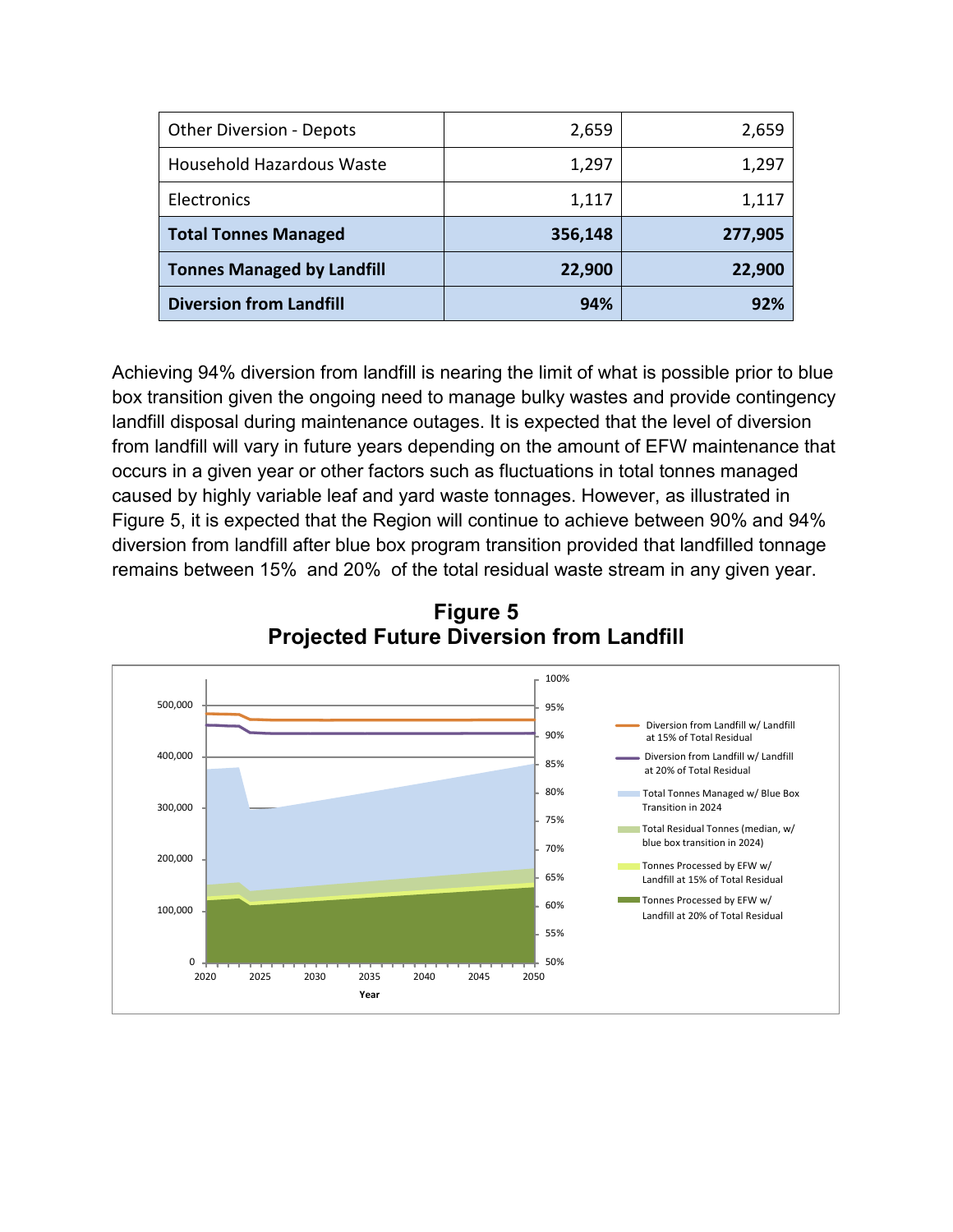| Other Diversion - Depots | 2,659 | 2,659 |
|---|---:|---:|
| Household Hazardous Waste | 1,297 | 1,297 |
| Electronics | 1,117 | 1,117 |
| **Total Tonnes Managed** | **356,148** | **277,905** |
| **Tonnes Managed by Landfill** | **22,900** | **22,900** |
| **Diversion from Landfill** | **94%** | **92%** |

Achieving 94% diversion from landfill is nearing the limit of what is possible prior to blue box transition given the ongoing need to manage bulky wastes and provide contingency landfill disposal during maintenance outages. It is expected that the level of diversion from landfill will vary in future years depending on the amount of EFW maintenance that occurs in a given year or other factors such as fluctuations in total tonnes managed caused by highly variable leaf and yard waste tonnages. However, as illustrated in Figure 5, it is expected that the Region will continue to achieve between 90% and 94% diversion from landfill after blue box program transition provided that landfilled tonnage remains between 15% and 20% of the total residual waste stream in any given year.

**Figure 5**
**Projected Future Diversion from Landfill**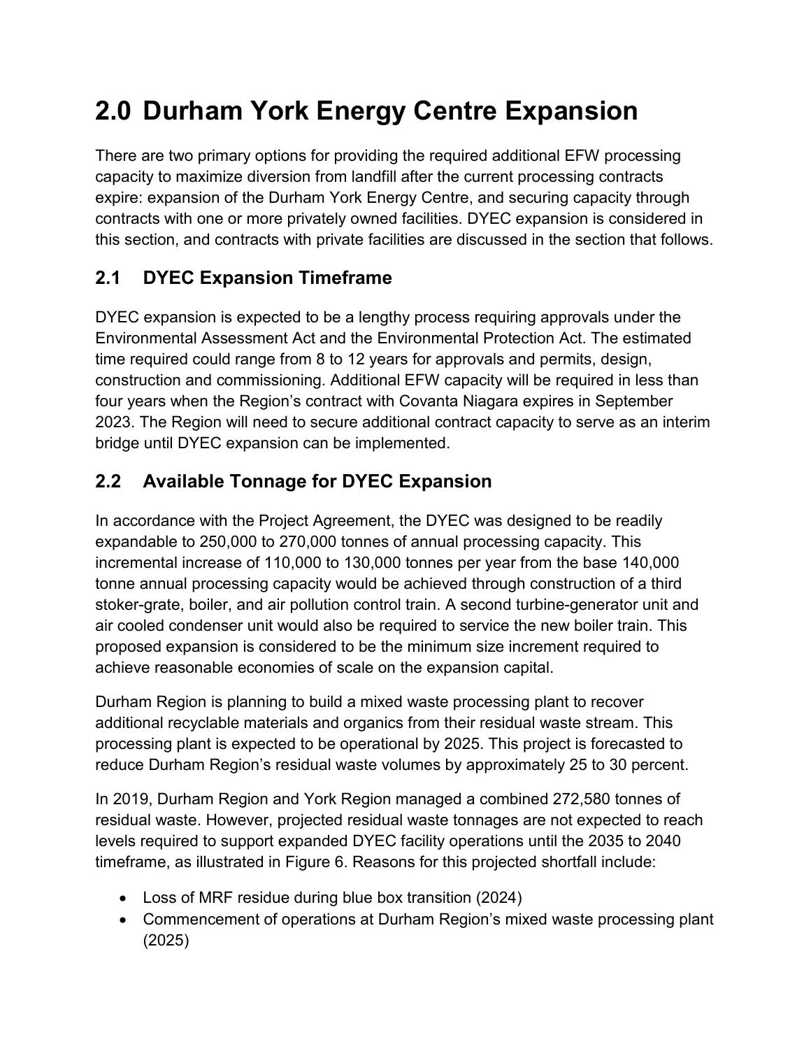# 2.0 Durham York Energy Centre Expansion

There are two primary options for providing the required additional EFW processing capacity to maximize diversion from landfill after the current processing contracts expire: expansion of the Durham York Energy Centre, and securing capacity through contracts with one or more privately owned facilities. DYEC expansion is considered in this section, and contracts with private facilities are discussed in the section that follows.

## 2.1 DYEC Expansion Timeframe

DYEC expansion is expected to be a lengthy process requiring approvals under the Environmental Assessment Act and the Environmental Protection Act. The estimated time required could range from 8 to 12 years for approvals and permits, design, construction and commissioning. Additional EFW capacity will be required in less than four years when the Region's contract with Covanta Niagara expires in September 2023. The Region will need to secure additional contract capacity to serve as an interim bridge until DYEC expansion can be implemented.

## 2.2 Available Tonnage for DYEC Expansion

In accordance with the Project Agreement, the DYEC was designed to be readily expandable to 250,000 to 270,000 tonnes of annual processing capacity. This incremental increase of 110,000 to 130,000 tonnes per year from the base 140,000 tonne annual processing capacity would be achieved through construction of a third stoker-grate, boiler, and air pollution control train. A second turbine-generator unit and air cooled condenser unit would also be required to service the new boiler train. This proposed expansion is considered to be the minimum size increment required to achieve reasonable economies of scale on the expansion capital.

Durham Region is planning to build a mixed waste processing plant to recover additional recyclable materials and organics from their residual waste stream. This processing plant is expected to be operational by 2025. This project is forecasted to reduce Durham Region's residual waste volumes by approximately 25 to 30 percent.

In 2019, Durham Region and York Region managed a combined 272,580 tonnes of residual waste. However, projected residual waste tonnages are not expected to reach levels required to support expanded DYEC facility operations until the 2035 to 2040 timeframe, as illustrated in Figure 6. Reasons for this projected shortfall include:

- Loss of MRF residue during blue box transition (2024)
- Commencement of operations at Durham Region's mixed waste processing plant (2025)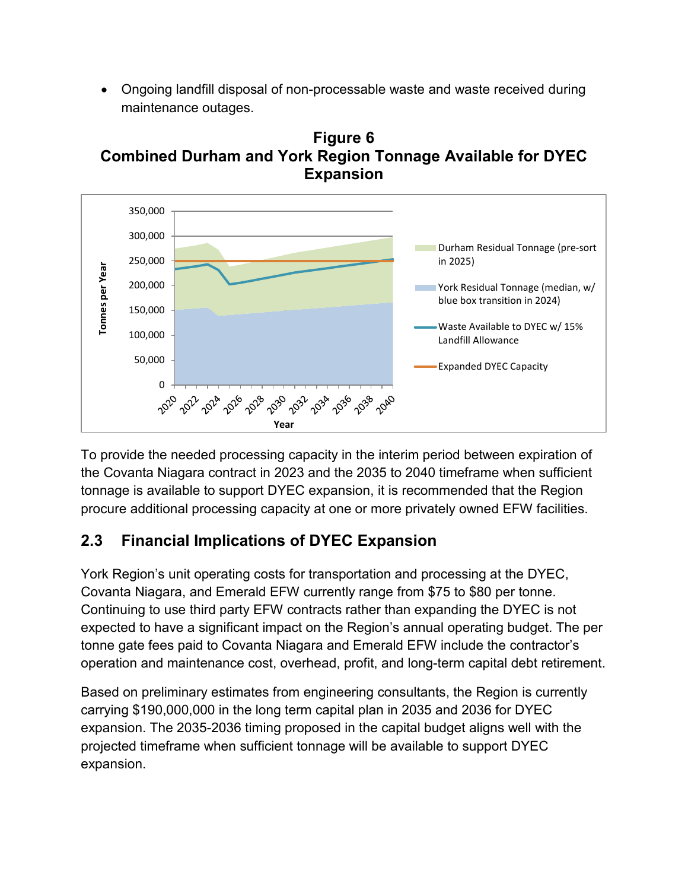- Ongoing landfill disposal of non-processable waste and waste received during maintenance outages.

**Figure 6**
**Combined Durham and York Region Tonnage Available for DYEC Expansion**

To provide the needed processing capacity in the interim period between expiration of the Covanta Niagara contract in 2023 and the 2035 to 2040 timeframe when sufficient tonnage is available to support DYEC expansion, it is recommended that the Region procure additional processing capacity at one or more privately owned EFW facilities.

## 2.3 Financial Implications of DYEC Expansion

York Region's unit operating costs for transportation and processing at the DYEC, Covanta Niagara, and Emerald EFW currently range from $75 to $80 per tonne. Continuing to use third party EFW contracts rather than expanding the DYEC is not expected to have a significant impact on the Region's annual operating budget. The per tonne gate fees paid to Covanta Niagara and Emerald EFW include the contractor's operation and maintenance cost, overhead, profit, and long-term capital debt retirement.

Based on preliminary estimates from engineering consultants, the Region is currently carrying $190,000,000 in the long term capital plan in 2035 and 2036 for DYEC expansion. The 2035-2036 timing proposed in the capital budget aligns well with the projected timeframe when sufficient tonnage will be available to support DYEC expansion.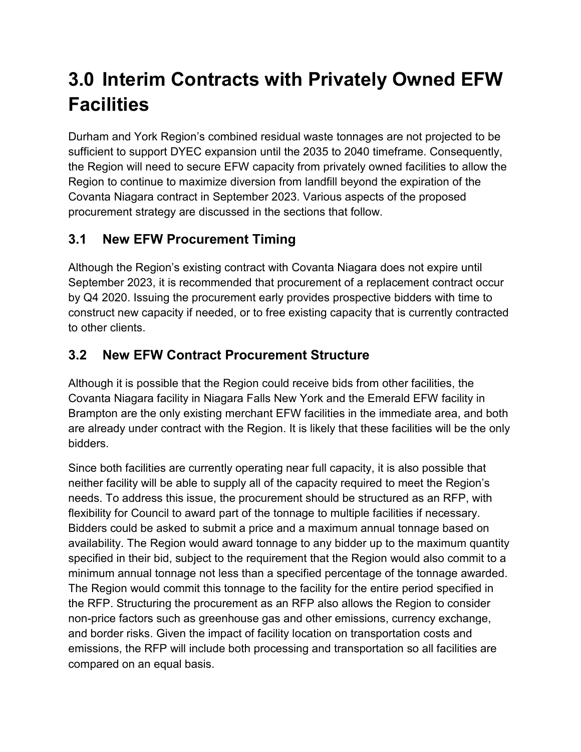# 3.0 Interim Contracts with Privately Owned EFW Facilities

Durham and York Region's combined residual waste tonnages are not projected to be sufficient to support DYEC expansion until the 2035 to 2040 timeframe. Consequently, the Region will need to secure EFW capacity from privately owned facilities to allow the Region to continue to maximize diversion from landfill beyond the expiration of the Covanta Niagara contract in September 2023. Various aspects of the proposed procurement strategy are discussed in the sections that follow.

## 3.1 New EFW Procurement Timing

Although the Region's existing contract with Covanta Niagara does not expire until September 2023, it is recommended that procurement of a replacement contract occur by Q4 2020. Issuing the procurement early provides prospective bidders with time to construct new capacity if needed, or to free existing capacity that is currently contracted to other clients.

## 3.2 New EFW Contract Procurement Structure

Although it is possible that the Region could receive bids from other facilities, the Covanta Niagara facility in Niagara Falls New York and the Emerald EFW facility in Brampton are the only existing merchant EFW facilities in the immediate area, and both are already under contract with the Region. It is likely that these facilities will be the only bidders.

Since both facilities are currently operating near full capacity, it is also possible that neither facility will be able to supply all of the capacity required to meet the Region's needs. To address this issue, the procurement should be structured as an RFP, with flexibility for Council to award part of the tonnage to multiple facilities if necessary. Bidders could be asked to submit a price and a maximum annual tonnage based on availability. The Region would award tonnage to any bidder up to the maximum quantity specified in their bid, subject to the requirement that the Region would also commit to a minimum annual tonnage not less than a specified percentage of the tonnage awarded. The Region would commit this tonnage to the facility for the entire period specified in the RFP. Structuring the procurement as an RFP also allows the Region to consider non-price factors such as greenhouse gas and other emissions, currency exchange, and border risks. Given the impact of facility location on transportation costs and emissions, the RFP will include both processing and transportation so all facilities are compared on an equal basis.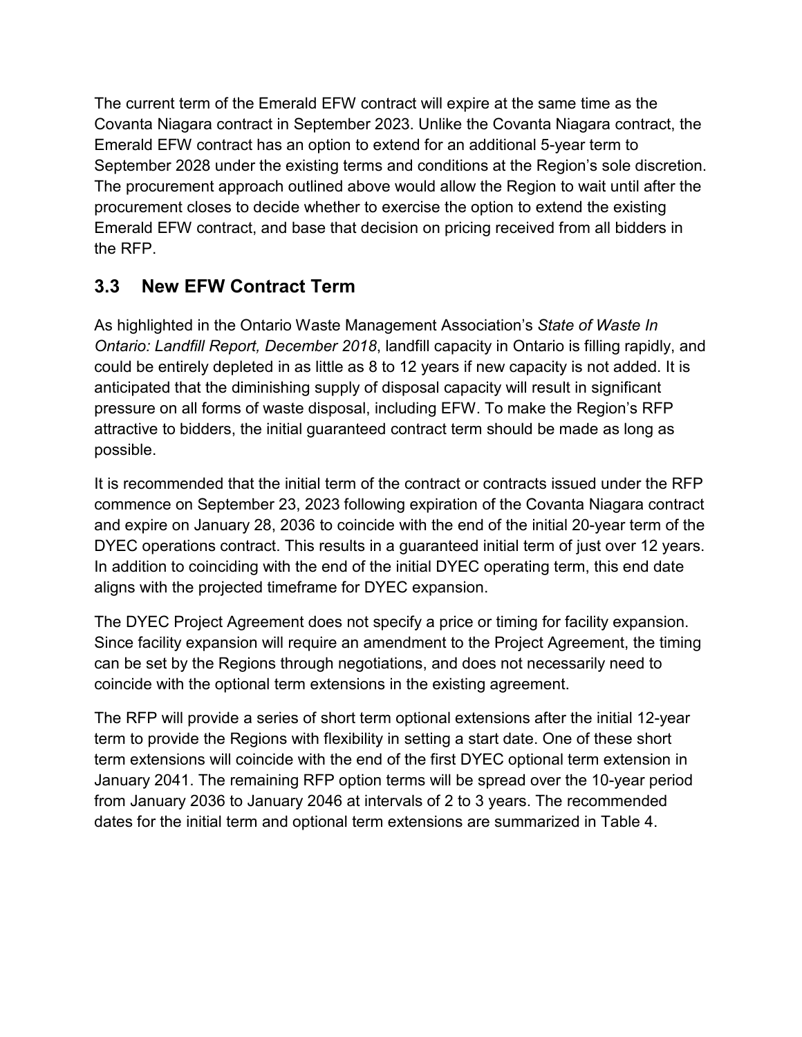The current term of the Emerald EFW contract will expire at the same time as the Covanta Niagara contract in September 2023. Unlike the Covanta Niagara contract, the Emerald EFW contract has an option to extend for an additional 5-year term to September 2028 under the existing terms and conditions at the Region's sole discretion. The procurement approach outlined above would allow the Region to wait until after the procurement closes to decide whether to exercise the option to extend the existing Emerald EFW contract, and base that decision on pricing received from all bidders in the RFP.

## 3.3 New EFW Contract Term

As highlighted in the Ontario Waste Management Association's *State of Waste In Ontario: Landfill Report, December 2018*, landfill capacity in Ontario is filling rapidly, and could be entirely depleted in as little as 8 to 12 years if new capacity is not added. It is anticipated that the diminishing supply of disposal capacity will result in significant pressure on all forms of waste disposal, including EFW. To make the Region's RFP attractive to bidders, the initial guaranteed contract term should be made as long as possible.

It is recommended that the initial term of the contract or contracts issued under the RFP commence on September 23, 2023 following expiration of the Covanta Niagara contract and expire on January 28, 2036 to coincide with the end of the initial 20-year term of the DYEC operations contract. This results in a guaranteed initial term of just over 12 years. In addition to coinciding with the end of the initial DYEC operating term, this end date aligns with the projected timeframe for DYEC expansion.

The DYEC Project Agreement does not specify a price or timing for facility expansion. Since facility expansion will require an amendment to the Project Agreement, the timing can be set by the Regions through negotiations, and does not necessarily need to coincide with the optional term extensions in the existing agreement.

The RFP will provide a series of short term optional extensions after the initial 12-year term to provide the Regions with flexibility in setting a start date. One of these short term extensions will coincide with the end of the first DYEC optional term extension in January 2041. The remaining RFP option terms will be spread over the 10-year period from January 2036 to January 2046 at intervals of 2 to 3 years. The recommended dates for the initial term and optional term extensions are summarized in Table 4.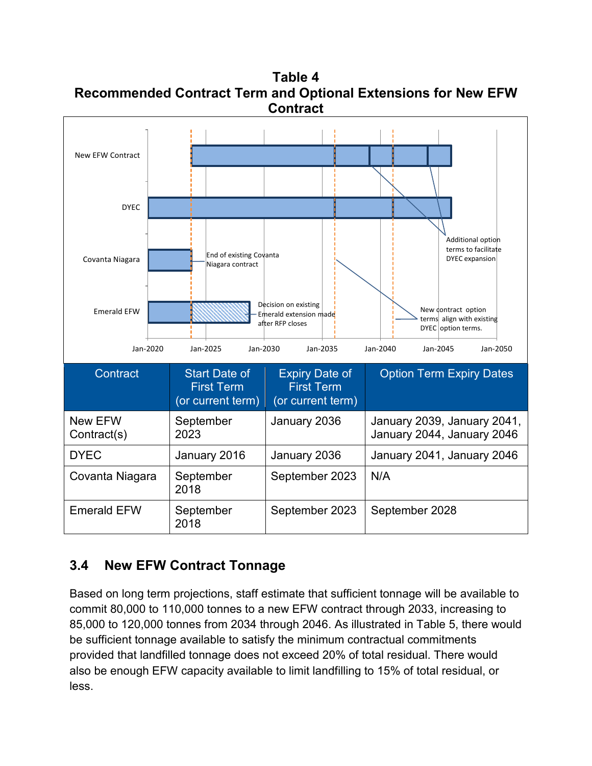## Table 4
## Recommended Contract Term and Optional Extensions for New EFW Contract

| Contract | Start Date of First Term (or current term) | Expiry Date of First Term (or current term) | Option Term Expiry Dates |
|---|---|---|---|
| New EFW Contract(s) | September 2023 | January 2036 | January 2039, January 2041, January 2044, January 2046 |
| DYEC | January 2016 | January 2036 | January 2041, January 2046 |
| Covanta Niagara | September 2018 | September 2023 | N/A |
| Emerald EFW | September 2018 | September 2023 | September 2028 |

## 3.4 New EFW Contract Tonnage

Based on long term projections, staff estimate that sufficient tonnage will be available to commit 80,000 to 110,000 tonnes to a new EFW contract through 2033, increasing to 85,000 to 120,000 tonnes from 2034 through 2046. As illustrated in Table 5, there would be sufficient tonnage available to satisfy the minimum contractual commitments provided that landfilled tonnage does not exceed 20% of total residual. There would also be enough EFW capacity available to limit landfilling to 15% of total residual, or less.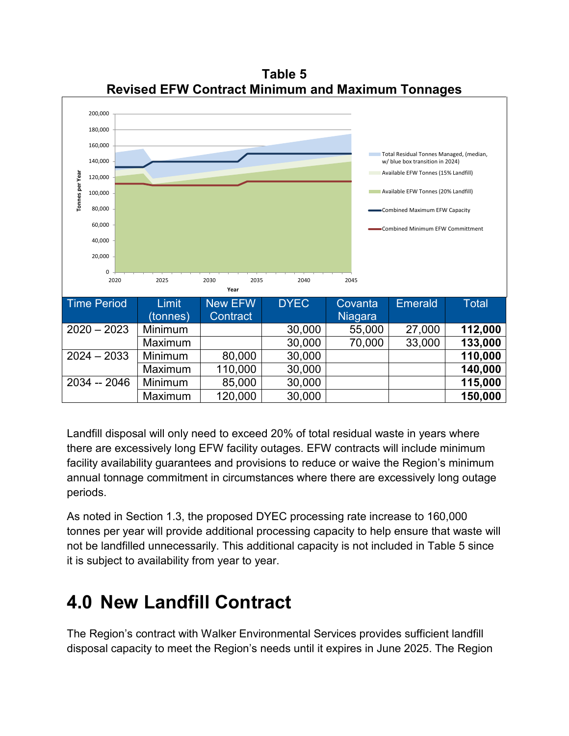**Table 5**
**Revised EFW Contract Minimum and Maximum Tonnages**

| Time Period | Limit (tonnes) | New EFW Contract | DYEC | Covanta Niagara | Emerald | Total |
|---|---|---|---|---|---|---|
| 2020 – 2023 | Minimum | | 30,000 | 55,000 | 27,000 | **112,000** |
| | Maximum | | 30,000 | 70,000 | 33,000 | **133,000** |
| 2024 – 2033 | Minimum | 80,000 | 30,000 | | | **110,000** |
| | Maximum | 110,000 | 30,000 | | | **140,000** |
| 2034 -- 2046 | Minimum | 85,000 | 30,000 | | | **115,000** |
| | Maximum | 120,000 | 30,000 | | | **150,000** |

Landfill disposal will only need to exceed 20% of total residual waste in years where there are excessively long EFW facility outages. EFW contracts will include minimum facility availability guarantees and provisions to reduce or waive the Region's minimum annual tonnage commitment in circumstances where there are excessively long outage periods.

As noted in Section 1.3, the proposed DYEC processing rate increase to 160,000 tonnes per year will provide additional processing capacity to help ensure that waste will not be landfilled unnecessarily. This additional capacity is not included in Table 5 since it is subject to availability from year to year.

# 4.0 New Landfill Contract

The Region's contract with Walker Environmental Services provides sufficient landfill disposal capacity to meet the Region's needs until it expires in June 2025. The Region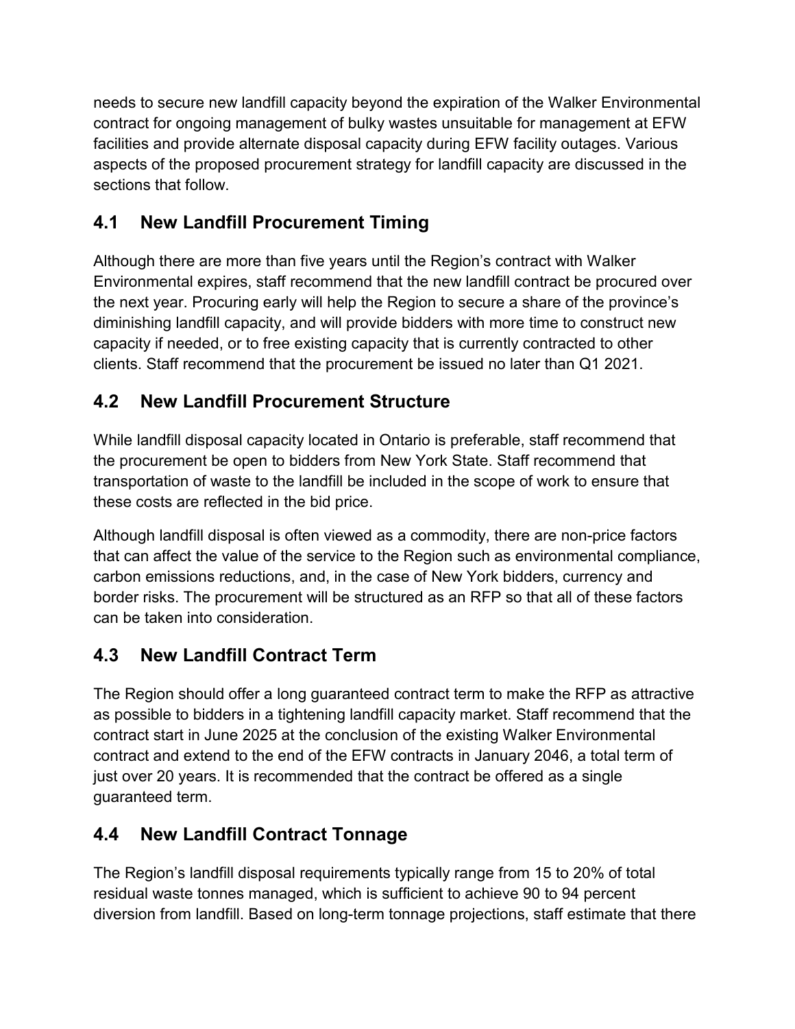needs to secure new landfill capacity beyond the expiration of the Walker Environmental contract for ongoing management of bulky wastes unsuitable for management at EFW facilities and provide alternate disposal capacity during EFW facility outages. Various aspects of the proposed procurement strategy for landfill capacity are discussed in the sections that follow.

## 4.1 New Landfill Procurement Timing

Although there are more than five years until the Region's contract with Walker Environmental expires, staff recommend that the new landfill contract be procured over the next year. Procuring early will help the Region to secure a share of the province's diminishing landfill capacity, and will provide bidders with more time to construct new capacity if needed, or to free existing capacity that is currently contracted to other clients. Staff recommend that the procurement be issued no later than Q1 2021.

## 4.2 New Landfill Procurement Structure

While landfill disposal capacity located in Ontario is preferable, staff recommend that the procurement be open to bidders from New York State. Staff recommend that transportation of waste to the landfill be included in the scope of work to ensure that these costs are reflected in the bid price.

Although landfill disposal is often viewed as a commodity, there are non-price factors that can affect the value of the service to the Region such as environmental compliance, carbon emissions reductions, and, in the case of New York bidders, currency and border risks. The procurement will be structured as an RFP so that all of these factors can be taken into consideration.

## 4.3 New Landfill Contract Term

The Region should offer a long guaranteed contract term to make the RFP as attractive as possible to bidders in a tightening landfill capacity market. Staff recommend that the contract start in June 2025 at the conclusion of the existing Walker Environmental contract and extend to the end of the EFW contracts in January 2046, a total term of just over 20 years. It is recommended that the contract be offered as a single guaranteed term.

## 4.4 New Landfill Contract Tonnage

The Region's landfill disposal requirements typically range from 15 to 20% of total residual waste tonnes managed, which is sufficient to achieve 90 to 94 percent diversion from landfill. Based on long-term tonnage projections, staff estimate that there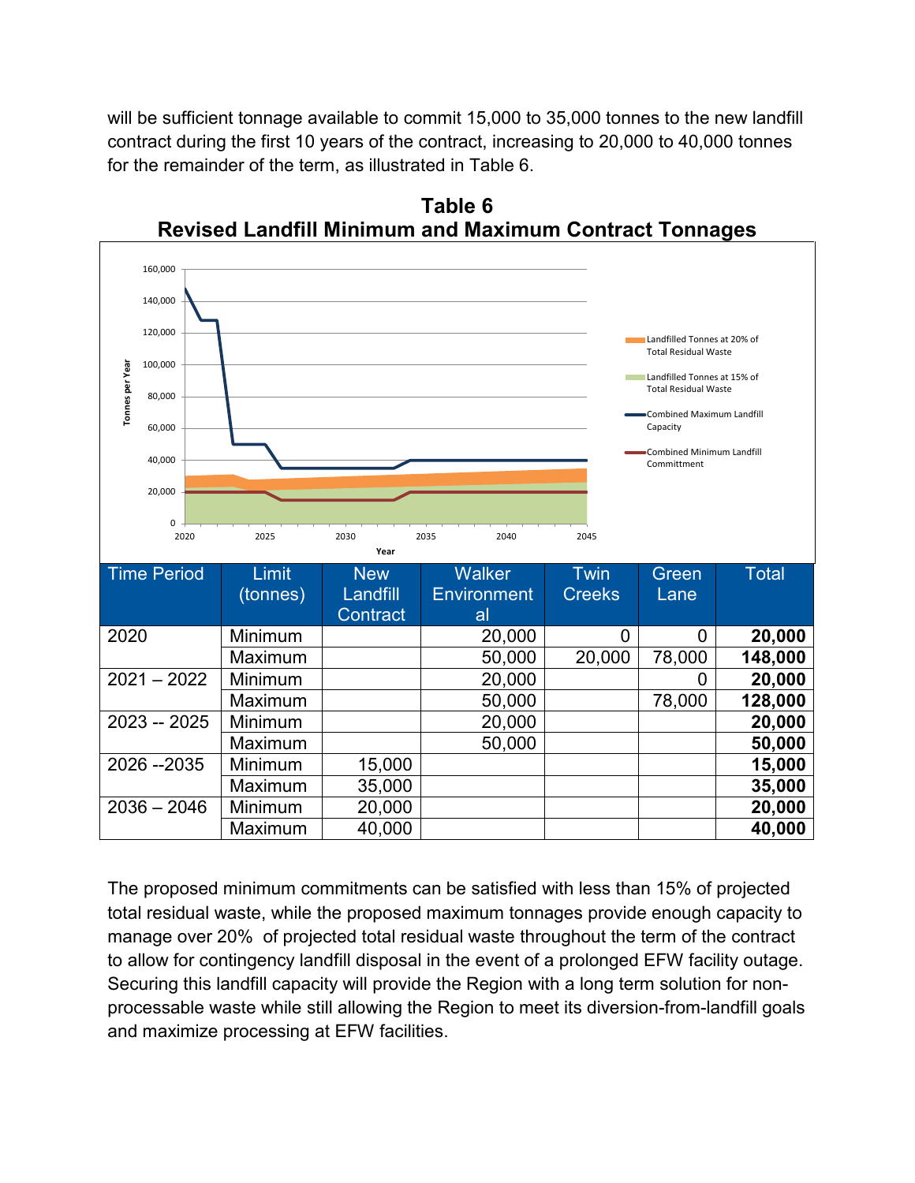will be sufficient tonnage available to commit 15,000 to 35,000 tonnes to the new landfill contract during the first 10 years of the contract, increasing to 20,000 to 40,000 tonnes for the remainder of the term, as illustrated in Table 6.

**Table 6**
**Revised Landfill Minimum and Maximum Contract Tonnages**

| Time Period | Limit (tonnes) | New Landfill Contract | Walker Environmental | Twin Creeks | Green Lane | Total |
|---|---|---|---|---|---|---|
| 2020 | Minimum | | 20,000 | 0 | 0 | **20,000** |
| | Maximum | | 50,000 | 20,000 | 78,000 | **148,000** |
| 2021 – 2022 | Minimum | | 20,000 | | 0 | **20,000** |
| | Maximum | | 50,000 | | 78,000 | **128,000** |
| 2023 -- 2025 | Minimum | | 20,000 | | | **20,000** |
| | Maximum | | 50,000 | | | **50,000** |
| 2026 --2035 | Minimum | 15,000 | | | | **15,000** |
| | Maximum | 35,000 | | | | **35,000** |
| 2036 – 2046 | Minimum | 20,000 | | | | **20,000** |
| | Maximum | 40,000 | | | | **40,000** |

The proposed minimum commitments can be satisfied with less than 15% of projected total residual waste, while the proposed maximum tonnages provide enough capacity to manage over 20% of projected total residual waste throughout the term of the contract to allow for contingency landfill disposal in the event of a prolonged EFW facility outage. Securing this landfill capacity will provide the Region with a long term solution for non-processable waste while still allowing the Region to meet its diversion-from-landfill goals and maximize processing at EFW facilities.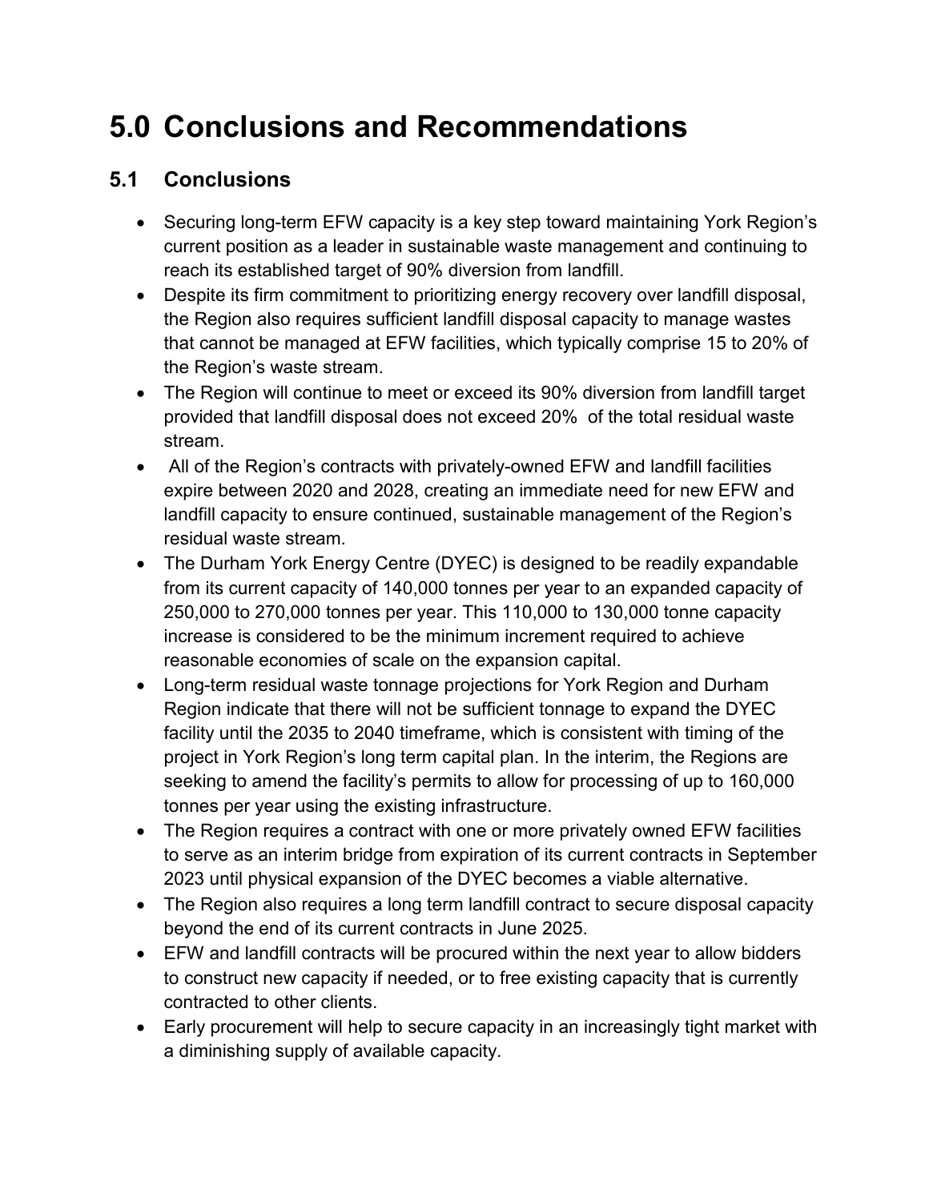# 5.0 Conclusions and Recommendations

## 5.1 Conclusions

- Securing long-term EFW capacity is a key step toward maintaining York Region's current position as a leader in sustainable waste management and continuing to reach its established target of 90% diversion from landfill.
- Despite its firm commitment to prioritizing energy recovery over landfill disposal, the Region also requires sufficient landfill disposal capacity to manage wastes that cannot be managed at EFW facilities, which typically comprise 15 to 20% of the Region's waste stream.
- The Region will continue to meet or exceed its 90% diversion from landfill target provided that landfill disposal does not exceed 20% of the total residual waste stream.
- All of the Region's contracts with privately-owned EFW and landfill facilities expire between 2020 and 2028, creating an immediate need for new EFW and landfill capacity to ensure continued, sustainable management of the Region's residual waste stream.
- The Durham York Energy Centre (DYEC) is designed to be readily expandable from its current capacity of 140,000 tonnes per year to an expanded capacity of 250,000 to 270,000 tonnes per year. This 110,000 to 130,000 tonne capacity increase is considered to be the minimum increment required to achieve reasonable economies of scale on the expansion capital.
- Long-term residual waste tonnage projections for York Region and Durham Region indicate that there will not be sufficient tonnage to expand the DYEC facility until the 2035 to 2040 timeframe, which is consistent with timing of the project in York Region's long term capital plan. In the interim, the Regions are seeking to amend the facility's permits to allow for processing of up to 160,000 tonnes per year using the existing infrastructure.
- The Region requires a contract with one or more privately owned EFW facilities to serve as an interim bridge from expiration of its current contracts in September 2023 until physical expansion of the DYEC becomes a viable alternative.
- The Region also requires a long term landfill contract to secure disposal capacity beyond the end of its current contracts in June 2025.
- EFW and landfill contracts will be procured within the next year to allow bidders to construct new capacity if needed, or to free existing capacity that is currently contracted to other clients.
- Early procurement will help to secure capacity in an increasingly tight market with a diminishing supply of available capacity.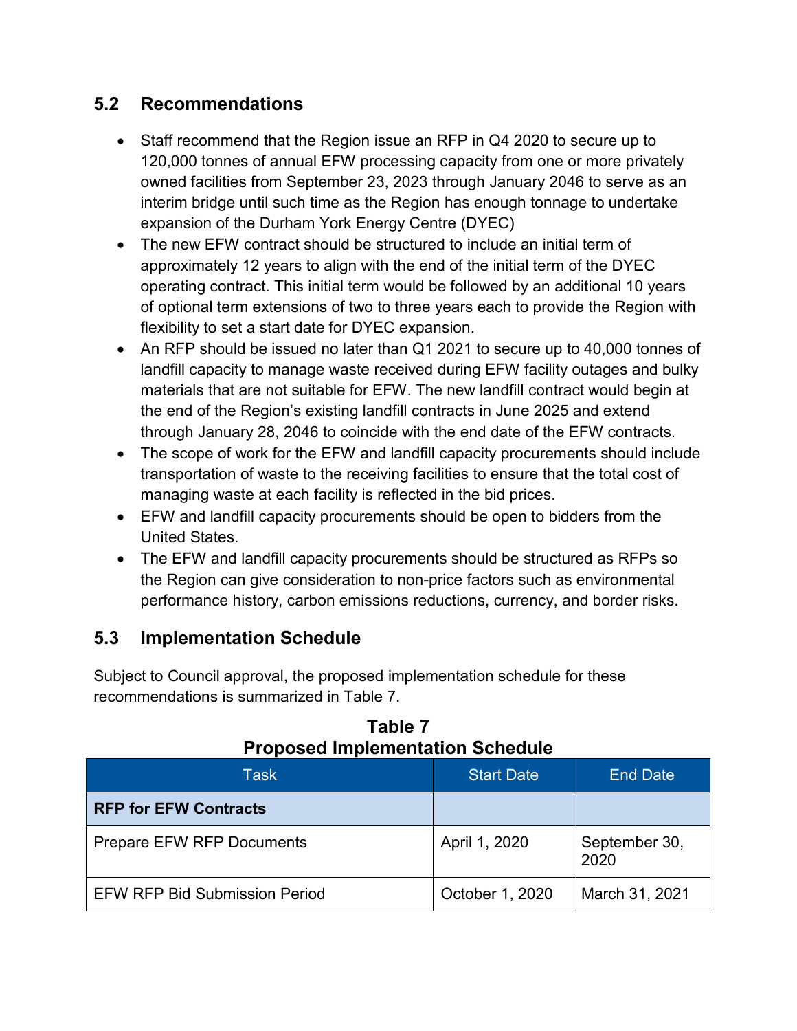## 5.2 Recommendations

- Staff recommend that the Region issue an RFP in Q4 2020 to secure up to 120,000 tonnes of annual EFW processing capacity from one or more privately owned facilities from September 23, 2023 through January 2046 to serve as an interim bridge until such time as the Region has enough tonnage to undertake expansion of the Durham York Energy Centre (DYEC)
- The new EFW contract should be structured to include an initial term of approximately 12 years to align with the end of the initial term of the DYEC operating contract. This initial term would be followed by an additional 10 years of optional term extensions of two to three years each to provide the Region with flexibility to set a start date for DYEC expansion.
- An RFP should be issued no later than Q1 2021 to secure up to 40,000 tonnes of landfill capacity to manage waste received during EFW facility outages and bulky materials that are not suitable for EFW. The new landfill contract would begin at the end of the Region's existing landfill contracts in June 2025 and extend through January 28, 2046 to coincide with the end date of the EFW contracts.
- The scope of work for the EFW and landfill capacity procurements should include transportation of waste to the receiving facilities to ensure that the total cost of managing waste at each facility is reflected in the bid prices.
- EFW and landfill capacity procurements should be open to bidders from the United States.
- The EFW and landfill capacity procurements should be structured as RFPs so the Region can give consideration to non-price factors such as environmental performance history, carbon emissions reductions, currency, and border risks.

## 5.3 Implementation Schedule

Subject to Council approval, the proposed implementation schedule for these recommendations is summarized in Table 7.

**Table 7**
**Proposed Implementation Schedule**

| Task | Start Date | End Date |
|---|---|---|
| **RFP for EFW Contracts** | | |
| Prepare EFW RFP Documents | April 1, 2020 | September 30, 2020 |
| EFW RFP Bid Submission Period | October 1, 2020 | March 31, 2021 |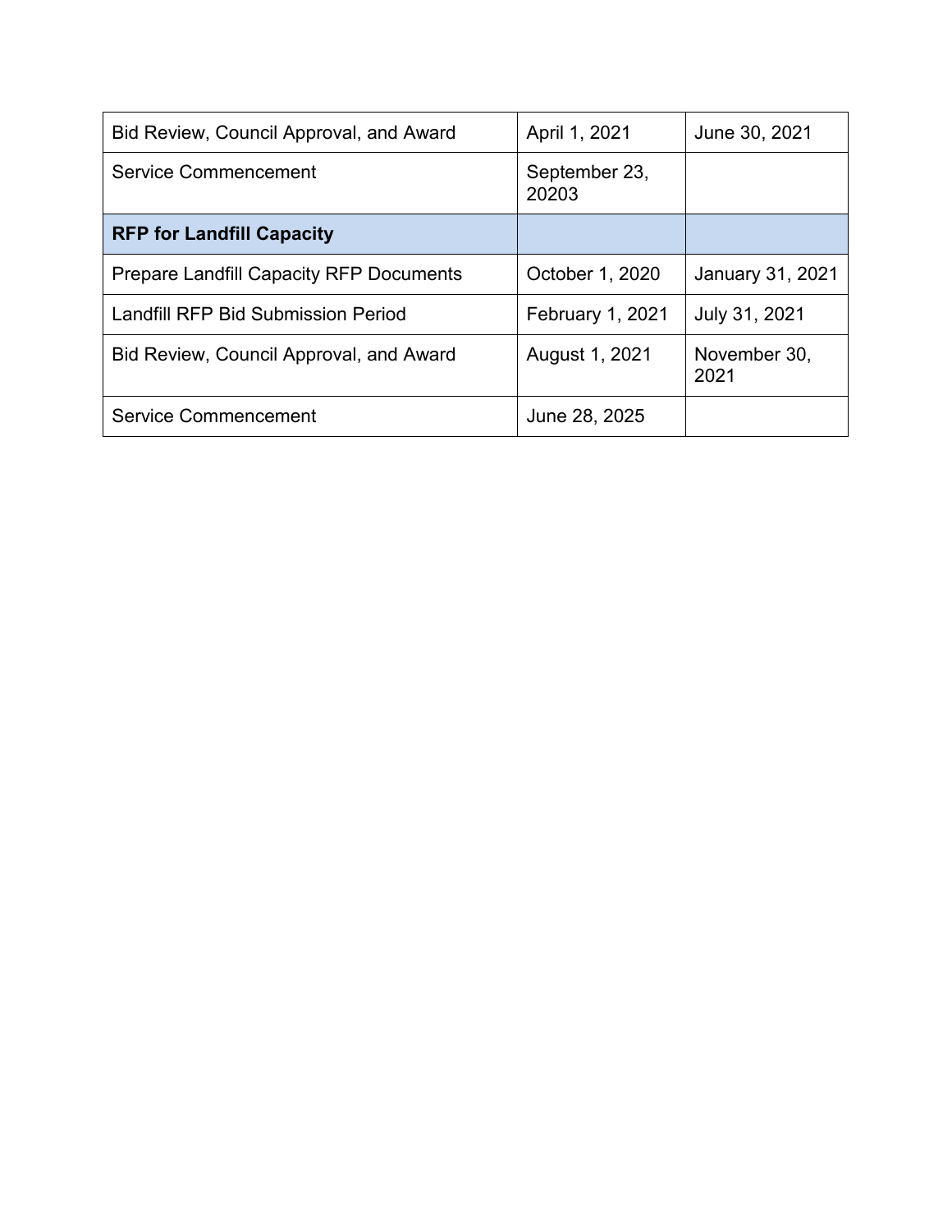| | | |
|---|---|---|
| Bid Review, Council Approval, and Award | April 1, 2021 | June 30, 2021 |
| Service Commencement | September 23, 20203 | |
| **RFP for Landfill Capacity** | | |
| Prepare Landfill Capacity RFP Documents | October 1, 2020 | January 31, 2021 |
| Landfill RFP Bid Submission Period | February 1, 2021 | July 31, 2021 |
| Bid Review, Council Approval, and Award | August 1, 2021 | November 30, 2021 |
| Service Commencement | June 28, 2025 | |